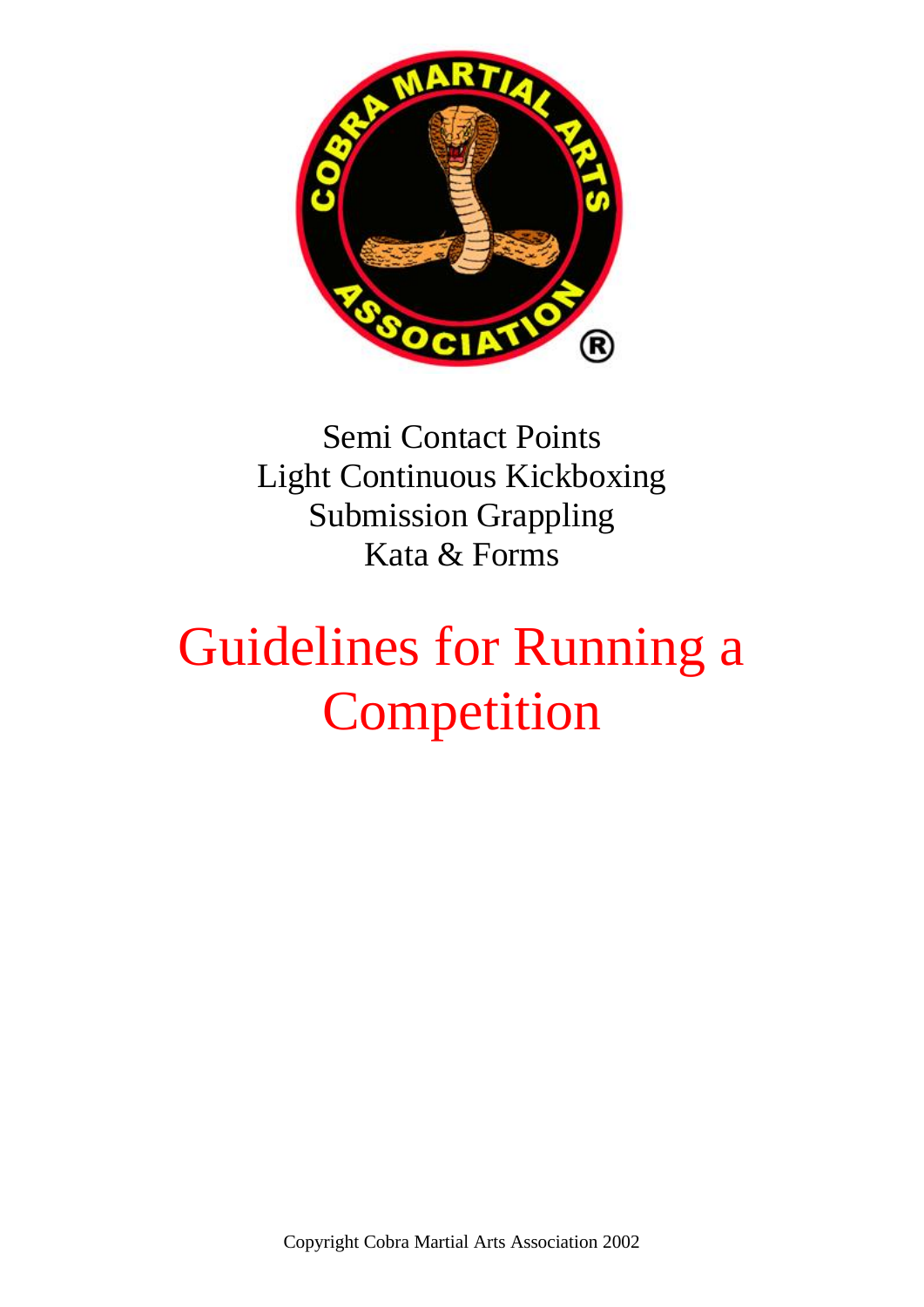Semi Contact Points
Light Continuous Kickboxing
Submission Grappling
Kata & Forms

# Guidelines for Running a Competition

Copyright Cobra Martial Arts Association 2002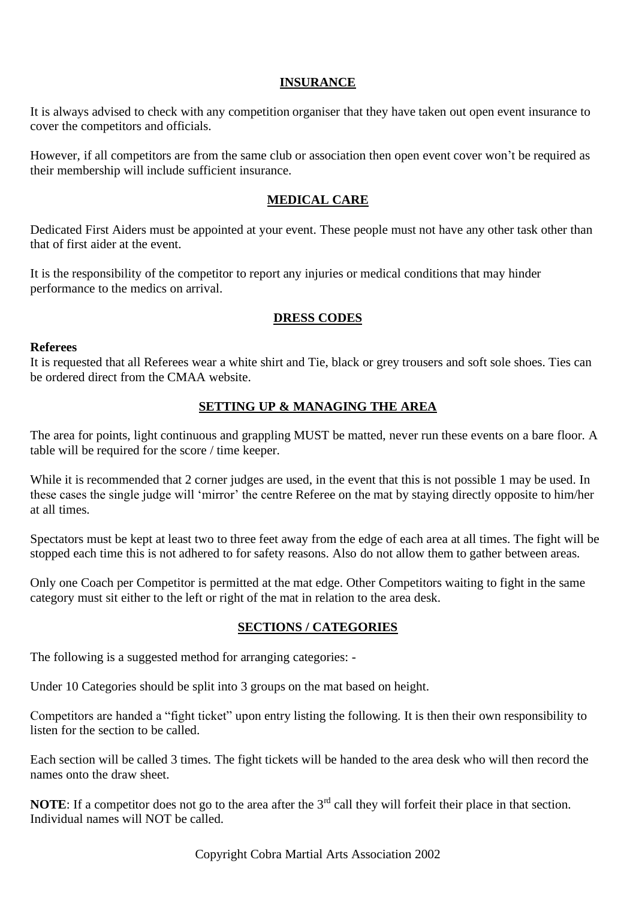## INSURANCE

It is always advised to check with any competition organiser that they have taken out open event insurance to cover the competitors and officials.

However, if all competitors are from the same club or association then open event cover won't be required as their membership will include sufficient insurance.

## MEDICAL CARE

Dedicated First Aiders must be appointed at your event. These people must not have any other task other than that of first aider at the event.

It is the responsibility of the competitor to report any injuries or medical conditions that may hinder performance to the medics on arrival.

## DRESS CODES

**Referees**
It is requested that all Referees wear a white shirt and Tie, black or grey trousers and soft sole shoes. Ties can be ordered direct from the CMAA website.

## SETTING UP & MANAGING THE AREA

The area for points, light continuous and grappling MUST be matted, never run these events on a bare floor. A table will be required for the score / time keeper.

While it is recommended that 2 corner judges are used, in the event that this is not possible 1 may be used. In these cases the single judge will 'mirror' the centre Referee on the mat by staying directly opposite to him/her at all times.

Spectators must be kept at least two to three feet away from the edge of each area at all times. The fight will be stopped each time this is not adhered to for safety reasons. Also do not allow them to gather between areas.

Only one Coach per Competitor is permitted at the mat edge. Other Competitors waiting to fight in the same category must sit either to the left or right of the mat in relation to the area desk.

## SECTIONS / CATEGORIES

The following is a suggested method for arranging categories: -

Under 10 Categories should be split into 3 groups on the mat based on height.

Competitors are handed a "fight ticket" upon entry listing the following. It is then their own responsibility to listen for the section to be called.

Each section will be called 3 times. The fight tickets will be handed to the area desk who will then record the names onto the draw sheet.

**NOTE**: If a competitor does not go to the area after the 3rd call they will forfeit their place in that section. Individual names will NOT be called.

Copyright Cobra Martial Arts Association 2002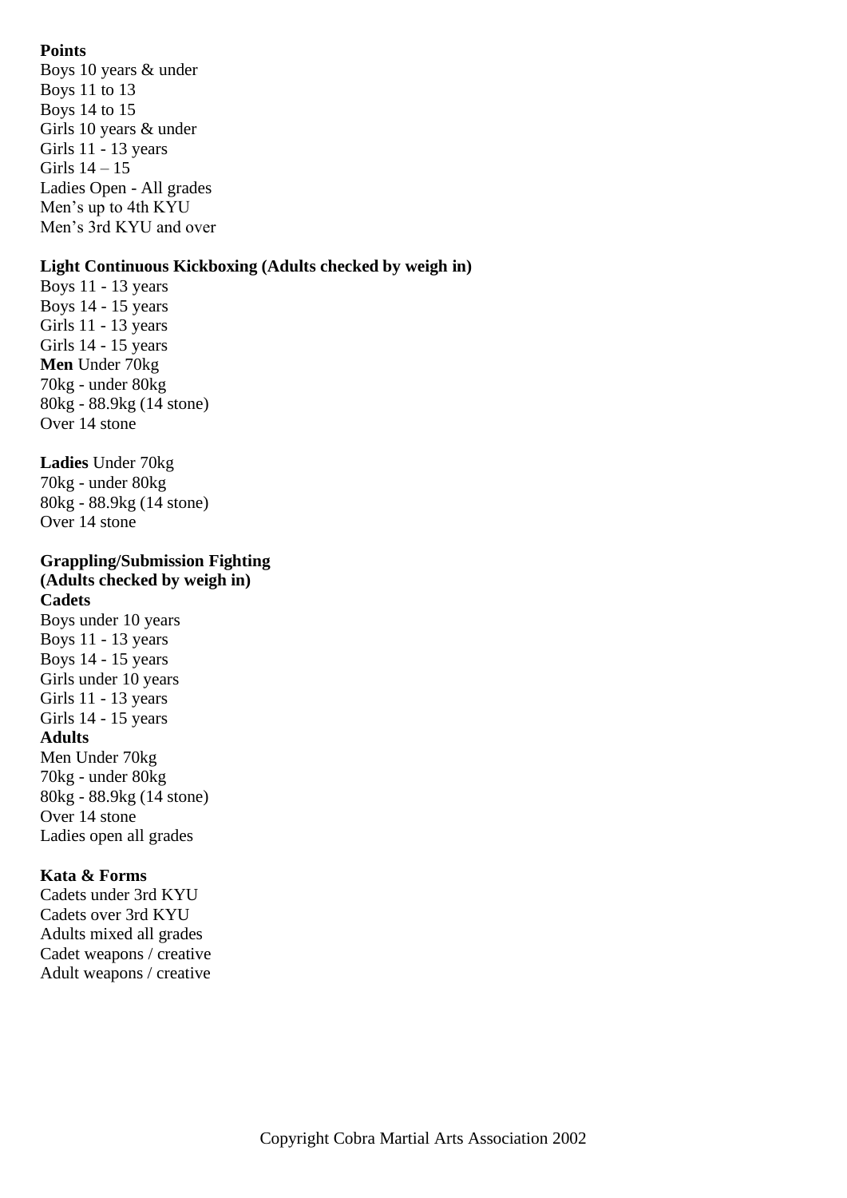**Points**

Boys 10 years & under
Boys 11 to 13
Boys 14 to 15
Girls 10 years & under
Girls 11 - 13 years
Girls 14 – 15
Ladies Open - All grades
Men's up to 4th KYU
Men's 3rd KYU and over

**Light Continuous Kickboxing (Adults checked by weigh in)**

Boys 11 - 13 years
Boys 14 - 15 years
Girls 11 - 13 years
Girls 14 - 15 years
**Men** Under 70kg
70kg - under 80kg
80kg - 88.9kg (14 stone)
Over 14 stone

**Ladies** Under 70kg
70kg - under 80kg
80kg - 88.9kg (14 stone)
Over 14 stone

**Grappling/Submission Fighting**
**(Adults checked by weigh in)**
**Cadets**

Boys under 10 years
Boys 11 - 13 years
Boys 14 - 15 years
Girls under 10 years
Girls 11 - 13 years
Girls 14 - 15 years

**Adults**

Men Under 70kg
70kg - under 80kg
80kg - 88.9kg (14 stone)
Over 14 stone
Ladies open all grades

**Kata & Forms**

Cadets under 3rd KYU
Cadets over 3rd KYU
Adults mixed all grades
Cadet weapons / creative
Adult weapons / creative

Copyright Cobra Martial Arts Association 2002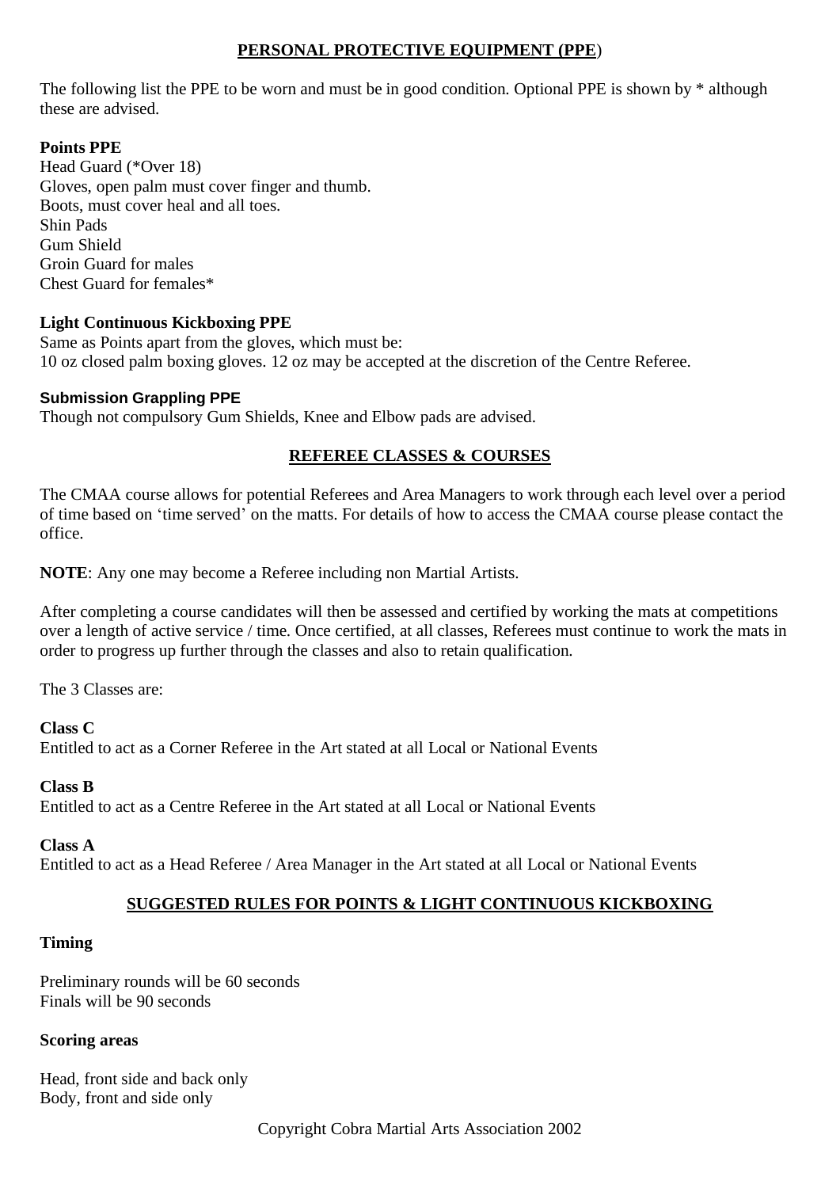## PERSONAL PROTECTIVE EQUIPMENT (PPE)

The following list the PPE to be worn and must be in good condition. Optional PPE is shown by * although these are advised.

**Points PPE**
Head Guard (*Over 18)
Gloves, open palm must cover finger and thumb.
Boots, must cover heal and all toes.
Shin Pads
Gum Shield
Groin Guard for males
Chest Guard for females*

**Light Continuous Kickboxing PPE**
Same as Points apart from the gloves, which must be:
10 oz closed palm boxing gloves. 12 oz may be accepted at the discretion of the Centre Referee.

**Submission Grappling PPE**
Though not compulsory Gum Shields, Knee and Elbow pads are advised.

## REFEREE CLASSES & COURSES

The CMAA course allows for potential Referees and Area Managers to work through each level over a period of time based on 'time served' on the matts. For details of how to access the CMAA course please contact the office.

**NOTE**: Any one may become a Referee including non Martial Artists.

After completing a course candidates will then be assessed and certified by working the mats at competitions over a length of active service / time. Once certified, at all classes, Referees must continue to work the mats in order to progress up further through the classes and also to retain qualification.

The 3 Classes are:

**Class C**
Entitled to act as a Corner Referee in the Art stated at all Local or National Events

**Class B**
Entitled to act as a Centre Referee in the Art stated at all Local or National Events

**Class A**
Entitled to act as a Head Referee / Area Manager in the Art stated at all Local or National Events

## SUGGESTED RULES FOR POINTS & LIGHT CONTINUOUS KICKBOXING

**Timing**

Preliminary rounds will be 60 seconds
Finals will be 90 seconds

**Scoring areas**

Head, front side and back only
Body, front and side only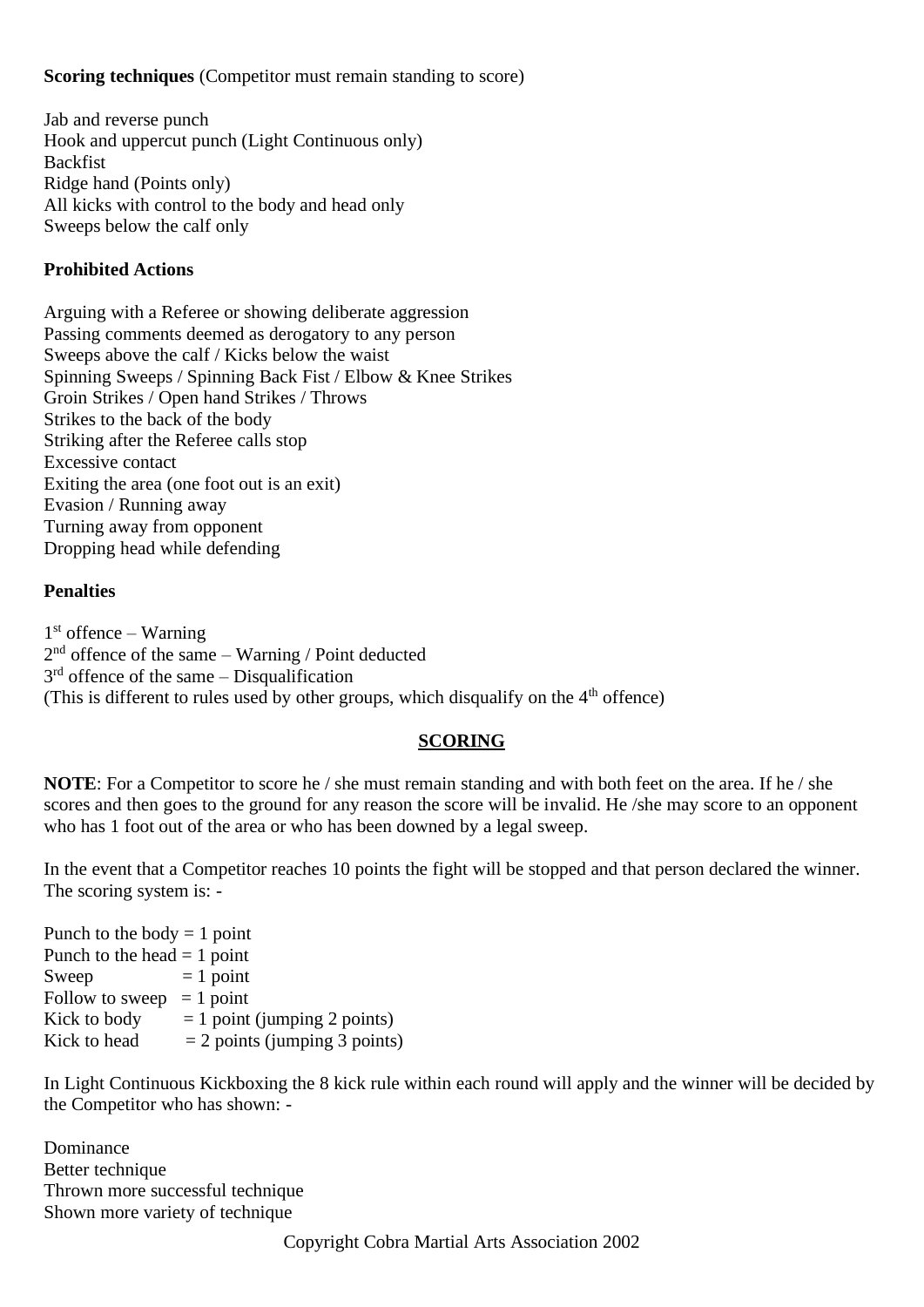**Scoring techniques** (Competitor must remain standing to score)

Jab and reverse punch
Hook and uppercut punch (Light Continuous only)
Backfist
Ridge hand (Points only)
All kicks with control to the body and head only
Sweeps below the calf only

**Prohibited Actions**

Arguing with a Referee or showing deliberate aggression
Passing comments deemed as derogatory to any person
Sweeps above the calf / Kicks below the waist
Spinning Sweeps / Spinning Back Fist / Elbow & Knee Strikes
Groin Strikes / Open hand Strikes / Throws
Strikes to the back of the body
Striking after the Referee calls stop
Excessive contact
Exiting the area (one foot out is an exit)
Evasion / Running away
Turning away from opponent
Dropping head while defending

**Penalties**

1st offence – Warning
2nd offence of the same – Warning / Point deducted
3rd offence of the same – Disqualification
(This is different to rules used by other groups, which disqualify on the 4th offence)

## SCORING

**NOTE**: For a Competitor to score he / she must remain standing and with both feet on the area. If he / she scores and then goes to the ground for any reason the score will be invalid. He /she may score to an opponent who has 1 foot out of the area or who has been downed by a legal sweep.

In the event that a Competitor reaches 10 points the fight will be stopped and that person declared the winner. The scoring system is: -

Punch to the body = 1 point
Punch to the head = 1 point
Sweep = 1 point
Follow to sweep = 1 point
Kick to body = 1 point (jumping 2 points)
Kick to head = 2 points (jumping 3 points)

In Light Continuous Kickboxing the 8 kick rule within each round will apply and the winner will be decided by the Competitor who has shown: -

Dominance
Better technique
Thrown more successful technique
Shown more variety of technique

Copyright Cobra Martial Arts Association 2002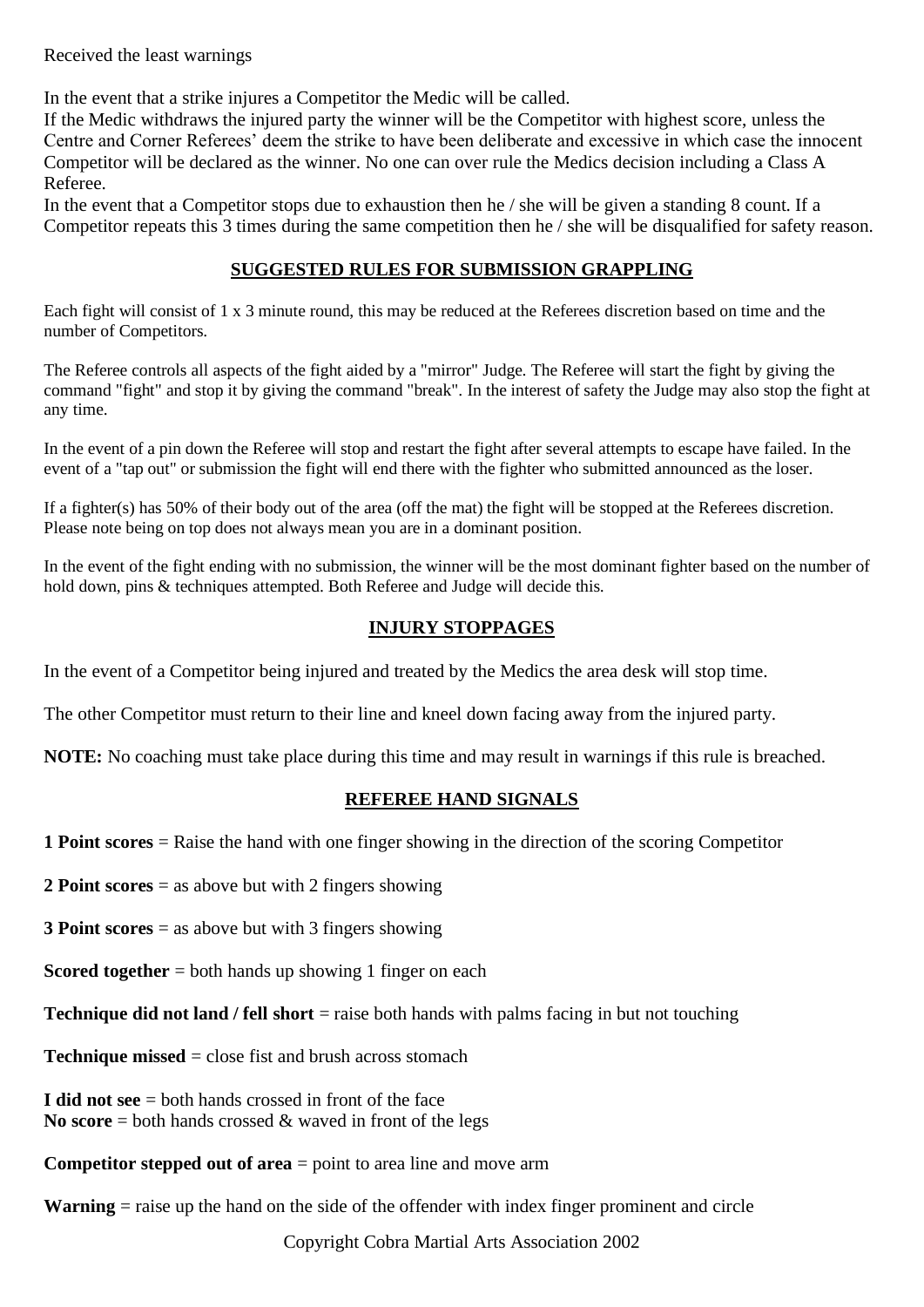Received the least warnings

In the event that a strike injures a Competitor the Medic will be called.
If the Medic withdraws the injured party the winner will be the Competitor with highest score, unless the Centre and Corner Referees' deem the strike to have been deliberate and excessive in which case the innocent Competitor will be declared as the winner. No one can over rule the Medics decision including a Class A Referee.
In the event that a Competitor stops due to exhaustion then he / she will be given a standing 8 count. If a Competitor repeats this 3 times during the same competition then he / she will be disqualified for safety reason.

## SUGGESTED RULES FOR SUBMISSION GRAPPLING

Each fight will consist of 1 x 3 minute round, this may be reduced at the Referees discretion based on time and the number of Competitors.

The Referee controls all aspects of the fight aided by a "mirror" Judge. The Referee will start the fight by giving the command "fight" and stop it by giving the command "break". In the interest of safety the Judge may also stop the fight at any time.

In the event of a pin down the Referee will stop and restart the fight after several attempts to escape have failed. In the event of a "tap out" or submission the fight will end there with the fighter who submitted announced as the loser.

If a fighter(s) has 50% of their body out of the area (off the mat) the fight will be stopped at the Referees discretion. Please note being on top does not always mean you are in a dominant position.

In the event of the fight ending with no submission, the winner will be the most dominant fighter based on the number of hold down, pins & techniques attempted. Both Referee and Judge will decide this.

## INJURY STOPPAGES

In the event of a Competitor being injured and treated by the Medics the area desk will stop time.

The other Competitor must return to their line and kneel down facing away from the injured party.

**NOTE:** No coaching must take place during this time and may result in warnings if this rule is breached.

## REFEREE HAND SIGNALS

**1 Point scores** = Raise the hand with one finger showing in the direction of the scoring Competitor

**2 Point scores** = as above but with 2 fingers showing

**3 Point scores** = as above but with 3 fingers showing

**Scored together** = both hands up showing 1 finger on each

**Technique did not land / fell short** = raise both hands with palms facing in but not touching

**Technique missed** = close fist and brush across stomach

**I did not see** = both hands crossed in front of the face
**No score** = both hands crossed & waved in front of the legs

**Competitor stepped out of area** = point to area line and move arm

**Warning** = raise up the hand on the side of the offender with index finger prominent and circle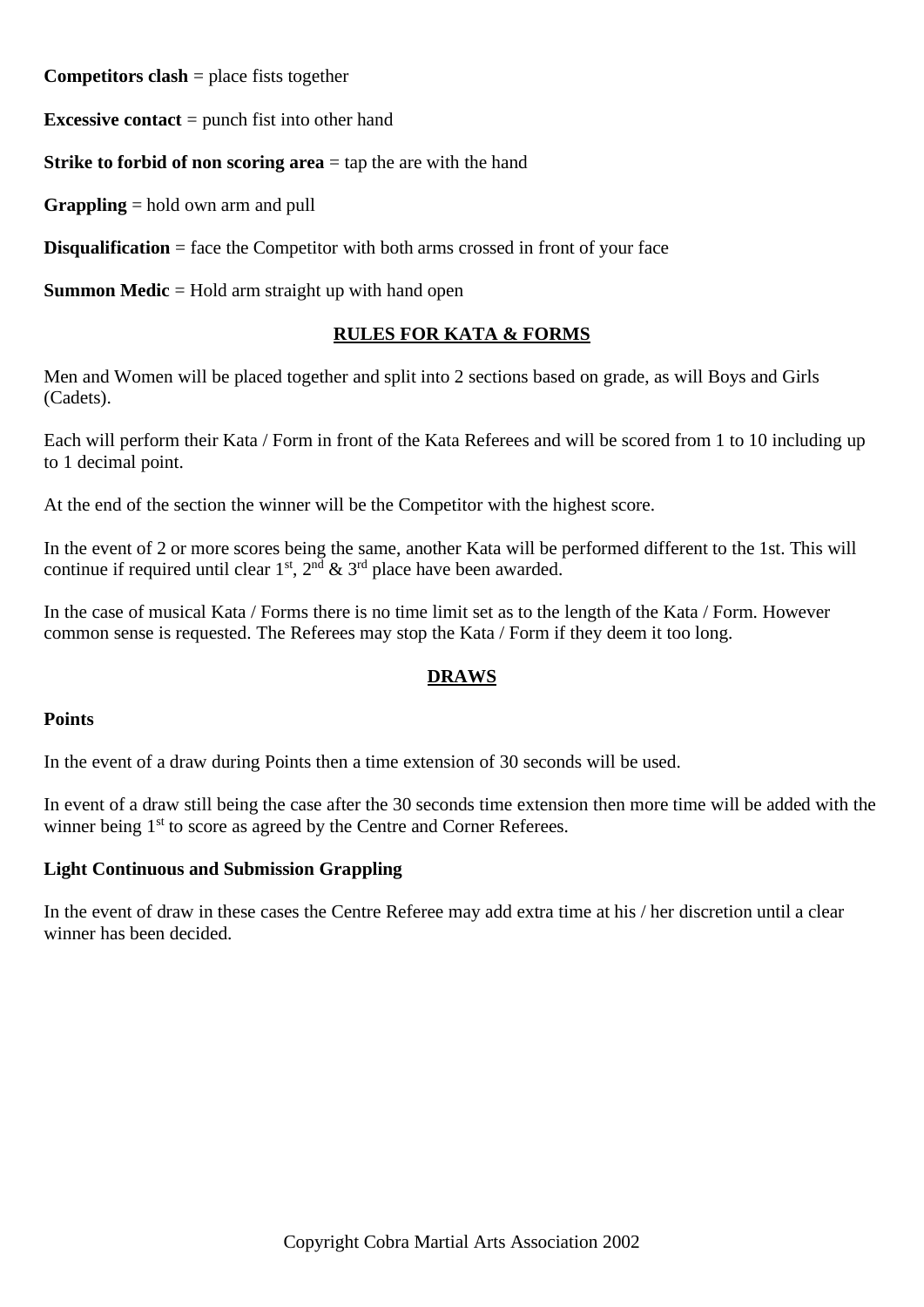**Competitors clash** = place fists together

**Excessive contact** = punch fist into other hand

**Strike to forbid of non scoring area** = tap the are with the hand

**Grappling** = hold own arm and pull

**Disqualification** = face the Competitor with both arms crossed in front of your face

**Summon Medic** = Hold arm straight up with hand open

## RULES FOR KATA & FORMS

Men and Women will be placed together and split into 2 sections based on grade, as will Boys and Girls (Cadets).

Each will perform their Kata / Form in front of the Kata Referees and will be scored from 1 to 10 including up to 1 decimal point.

At the end of the section the winner will be the Competitor with the highest score.

In the event of 2 or more scores being the same, another Kata will be performed different to the 1st. This will continue if required until clear 1st, 2nd & 3rd place have been awarded.

In the case of musical Kata / Forms there is no time limit set as to the length of the Kata / Form. However common sense is requested. The Referees may stop the Kata / Form if they deem it too long.

## DRAWS

### Points

In the event of a draw during Points then a time extension of 30 seconds will be used.

In event of a draw still being the case after the 30 seconds time extension then more time will be added with the winner being 1st to score as agreed by the Centre and Corner Referees.

### Light Continuous and Submission Grappling

In the event of draw in these cases the Centre Referee may add extra time at his / her discretion until a clear winner has been decided.

Copyright Cobra Martial Arts Association 2002